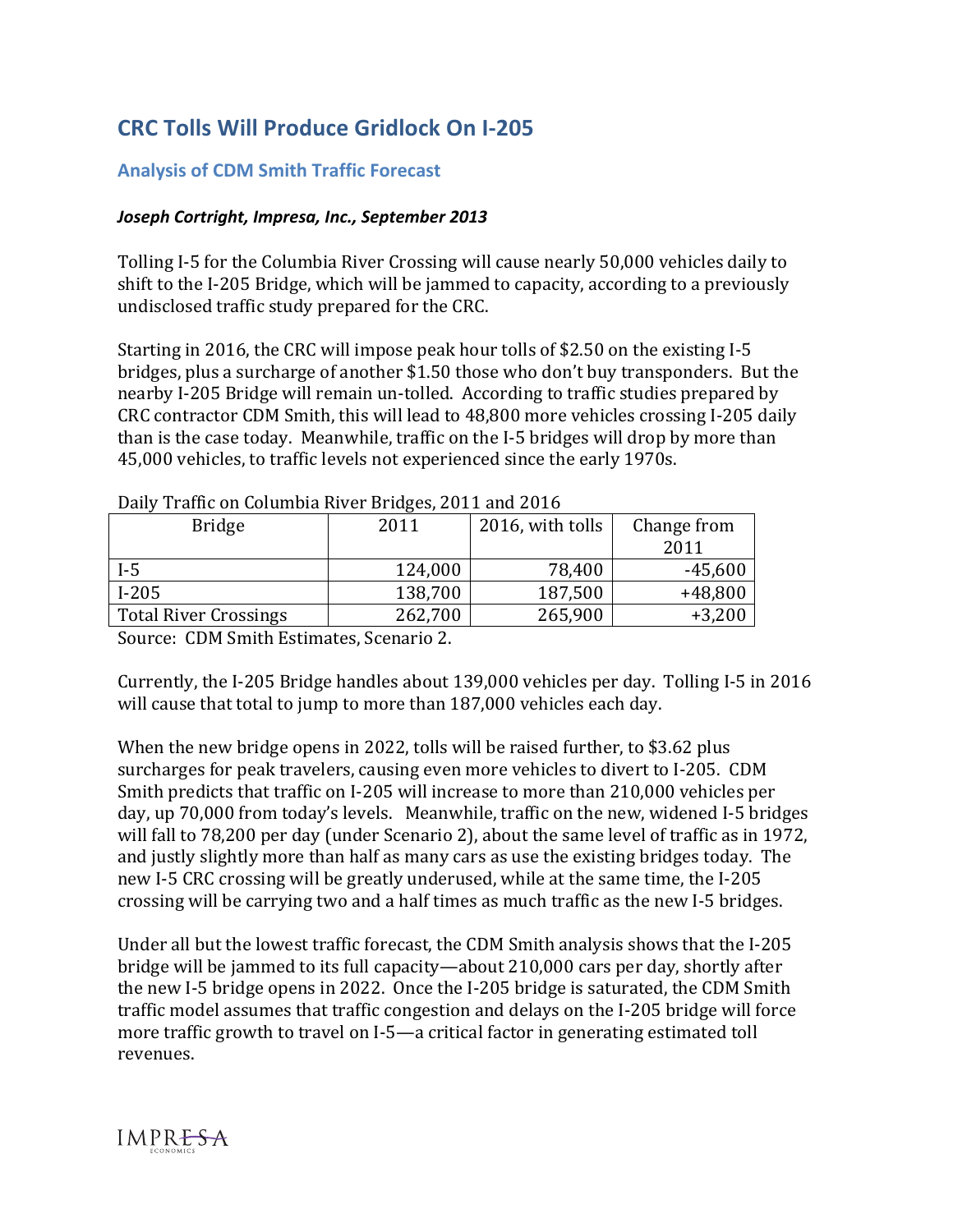## CRC Tolls Will Produce Gridlock On I-205

### Analysis of CDM Smith Traffic Forecast

***Joseph Cortright, Impresa, Inc., September 2013***

Tolling I-5 for the Columbia River Crossing will cause nearly 50,000 vehicles daily to shift to the I-205 Bridge, which will be jammed to capacity, according to a previously undisclosed traffic study prepared for the CRC.

Starting in 2016, the CRC will impose peak hour tolls of $2.50 on the existing I-5 bridges, plus a surcharge of another $1.50 those who don't buy transponders. But the nearby I-205 Bridge will remain un-tolled. According to traffic studies prepared by CRC contractor CDM Smith, this will lead to 48,800 more vehicles crossing I-205 daily than is the case today. Meanwhile, traffic on the I-5 bridges will drop by more than 45,000 vehicles, to traffic levels not experienced since the early 1970s.

Daily Traffic on Columbia River Bridges, 2011 and 2016

| Bridge | 2011 | 2016, with tolls | Change from 2011 |
|---|---|---|---|
| I-5 | 124,000 | 78,400 | -45,600 |
| I-205 | 138,700 | 187,500 | +48,800 |
| Total River Crossings | 262,700 | 265,900 | +3,200 |

Source: CDM Smith Estimates, Scenario 2.

Currently, the I-205 Bridge handles about 139,000 vehicles per day. Tolling I-5 in 2016 will cause that total to jump to more than 187,000 vehicles each day.

When the new bridge opens in 2022, tolls will be raised further, to $3.62 plus surcharges for peak travelers, causing even more vehicles to divert to I-205. CDM Smith predicts that traffic on I-205 will increase to more than 210,000 vehicles per day, up 70,000 from today's levels. Meanwhile, traffic on the new, widened I-5 bridges will fall to 78,200 per day (under Scenario 2), about the same level of traffic as in 1972, and justly slightly more than half as many cars as use the existing bridges today. The new I-5 CRC crossing will be greatly underused, while at the same time, the I-205 crossing will be carrying two and a half times as much traffic as the new I-5 bridges.

Under all but the lowest traffic forecast, the CDM Smith analysis shows that the I-205 bridge will be jammed to its full capacity—about 210,000 cars per day, shortly after the new I-5 bridge opens in 2022. Once the I-205 bridge is saturated, the CDM Smith traffic model assumes that traffic congestion and delays on the I-205 bridge will force more traffic growth to travel on I-5—a critical factor in generating estimated toll revenues.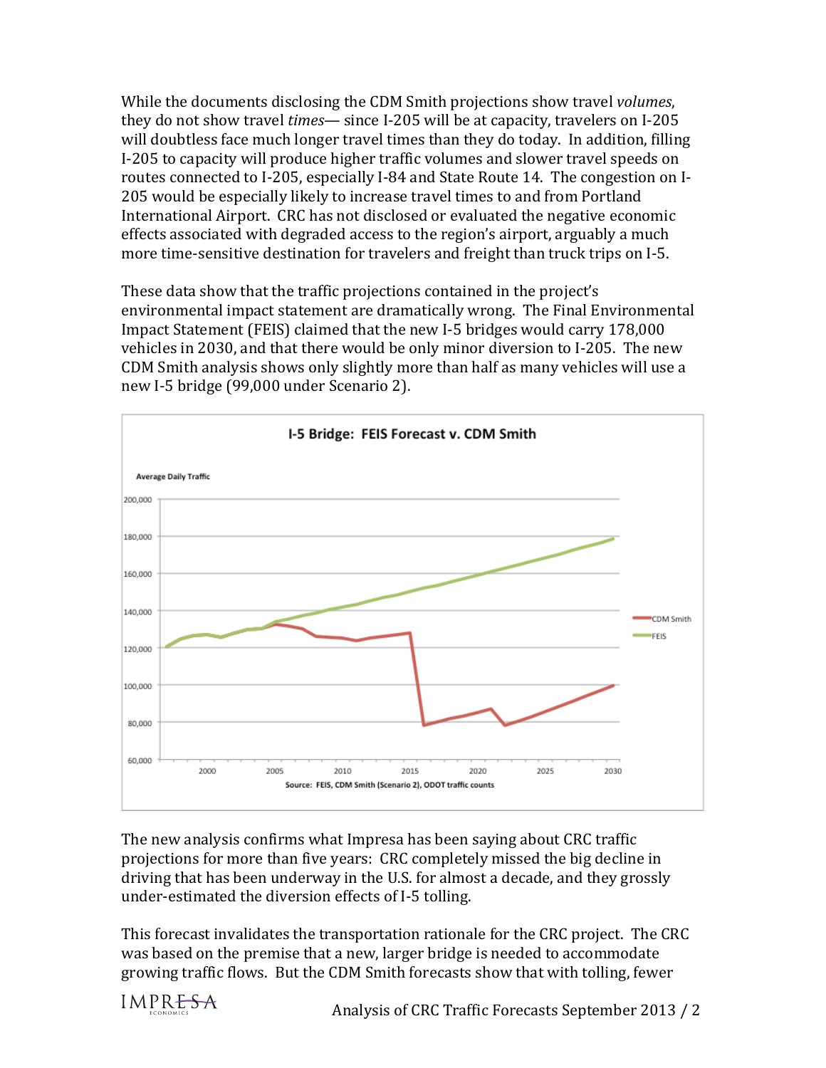While the documents disclosing the CDM Smith projections show travel *volumes*, they do not show travel *times*— since I-205 will be at capacity, travelers on I-205 will doubtless face much longer travel times than they do today. In addition, filling I-205 to capacity will produce higher traffic volumes and slower travel speeds on routes connected to I-205, especially I-84 and State Route 14. The congestion on I-205 would be especially likely to increase travel times to and from Portland International Airport. CRC has not disclosed or evaluated the negative economic effects associated with degraded access to the region's airport, arguably a much more time-sensitive destination for travelers and freight than truck trips on I-5.

These data show that the traffic projections contained in the project's environmental impact statement are dramatically wrong. The Final Environmental Impact Statement (FEIS) claimed that the new I-5 bridges would carry 178,000 vehicles in 2030, and that there would be only minor diversion to I-205. The new CDM Smith analysis shows only slightly more than half as many vehicles will use a new I-5 bridge (99,000 under Scenario 2).

I-5 Bridge: FEIS Forecast v. CDM Smith

Average Daily Traffic

200,000
180,000
160,000
140,000
120,000
100,000
80,000
60,000

2000 2005 2010 2015 2020 2025 2030

CDM Smith
FEIS

Source: FEIS, CDM Smith (Scenario 2), ODOT traffic counts

The new analysis confirms what Impresa has been saying about CRC traffic projections for more than five years: CRC completely missed the big decline in driving that has been underway in the U.S. for almost a decade, and they grossly under-estimated the diversion effects of I-5 tolling.

This forecast invalidates the transportation rationale for the CRC project. The CRC was based on the premise that a new, larger bridge is needed to accommodate growing traffic flows. But the CDM Smith forecasts show that with tolling, fewer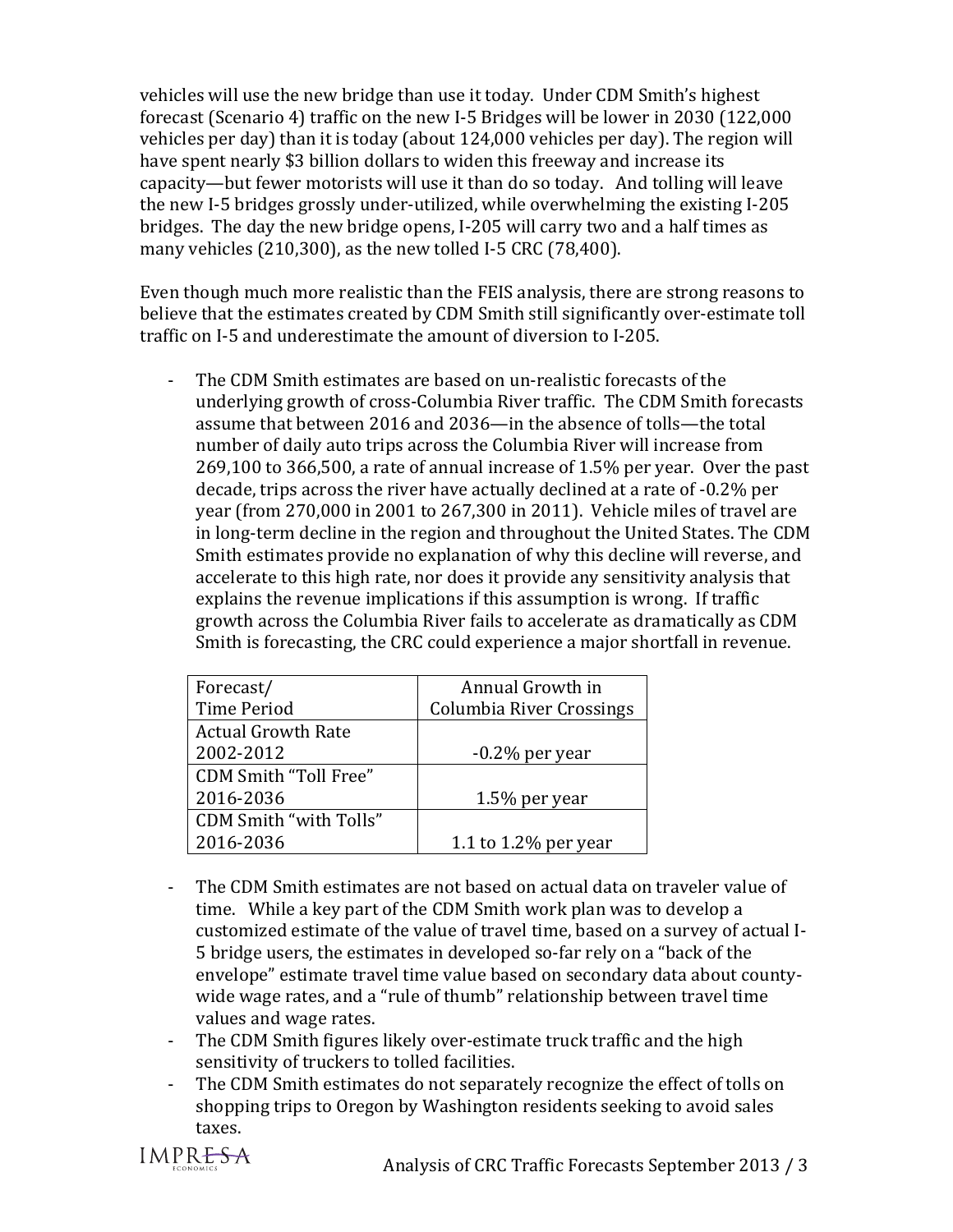vehicles will use the new bridge than use it today. Under CDM Smith's highest forecast (Scenario 4) traffic on the new I-5 Bridges will be lower in 2030 (122,000 vehicles per day) than it is today (about 124,000 vehicles per day). The region will have spent nearly $3 billion dollars to widen this freeway and increase its capacity—but fewer motorists will use it than do so today. And tolling will leave the new I-5 bridges grossly under-utilized, while overwhelming the existing I-205 bridges. The day the new bridge opens, I-205 will carry two and a half times as many vehicles (210,300), as the new tolled I-5 CRC (78,400).

Even though much more realistic than the FEIS analysis, there are strong reasons to believe that the estimates created by CDM Smith still significantly over-estimate toll traffic on I-5 and underestimate the amount of diversion to I-205.

- The CDM Smith estimates are based on un-realistic forecasts of the underlying growth of cross-Columbia River traffic. The CDM Smith forecasts assume that between 2016 and 2036—in the absence of tolls—the total number of daily auto trips across the Columbia River will increase from 269,100 to 366,500, a rate of annual increase of 1.5% per year. Over the past decade, trips across the river have actually declined at a rate of -0.2% per year (from 270,000 in 2001 to 267,300 in 2011). Vehicle miles of travel are in long-term decline in the region and throughout the United States. The CDM Smith estimates provide no explanation of why this decline will reverse, and accelerate to this high rate, nor does it provide any sensitivity analysis that explains the revenue implications if this assumption is wrong. If traffic growth across the Columbia River fails to accelerate as dramatically as CDM Smith is forecasting, the CRC could experience a major shortfall in revenue.

| Forecast/ Time Period | Annual Growth in Columbia River Crossings |
|---|---|
| Actual Growth Rate 2002-2012 | -0.2% per year |
| CDM Smith "Toll Free" 2016-2036 | 1.5% per year |
| CDM Smith "with Tolls" 2016-2036 | 1.1 to 1.2% per year |

- The CDM Smith estimates are not based on actual data on traveler value of time. While a key part of the CDM Smith work plan was to develop a customized estimate of the value of travel time, based on a survey of actual I-5 bridge users, the estimates in developed so-far rely on a "back of the envelope" estimate travel time value based on secondary data about county-wide wage rates, and a "rule of thumb" relationship between travel time values and wage rates.
- The CDM Smith figures likely over-estimate truck traffic and the high sensitivity of truckers to tolled facilities.
- The CDM Smith estimates do not separately recognize the effect of tolls on shopping trips to Oregon by Washington residents seeking to avoid sales taxes.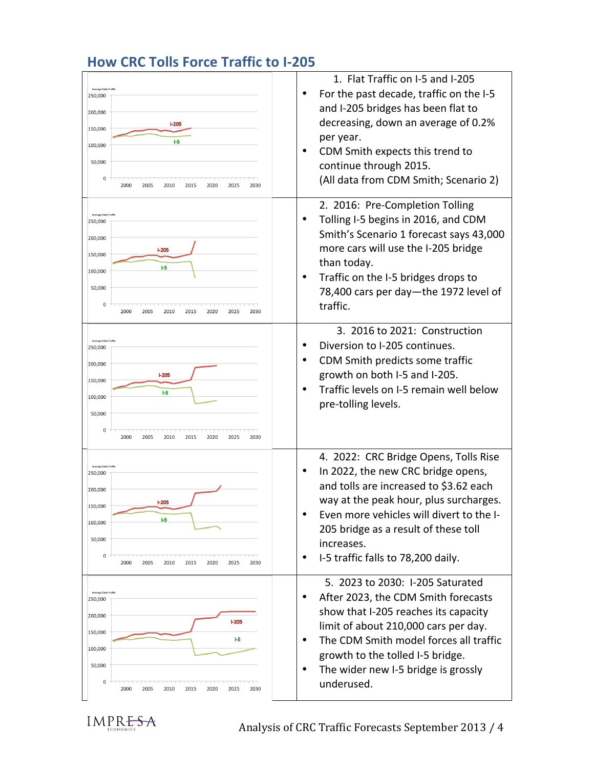## How CRC Tolls Force Traffic to I-205

1. Flat Traffic on I-5 and I-205

- For the past decade, traffic on the I-5 and I-205 bridges has been flat to decreasing, down an average of 0.2% per year.
- CDM Smith expects this trend to continue through 2015.

(All data from CDM Smith; Scenario 2)

2. 2016: Pre-Completion Tolling

- Tolling I-5 begins in 2016, and CDM Smith's Scenario 1 forecast says 43,000 more cars will use the I-205 bridge than today.
- Traffic on the I-5 bridges drops to 78,400 cars per day—the 1972 level of traffic.

3. 2016 to 2021: Construction

- Diversion to I-205 continues.
- CDM Smith predicts some traffic growth on both I-5 and I-205.
- Traffic levels on I-5 remain well below pre-tolling levels.

4. 2022: CRC Bridge Opens, Tolls Rise

- In 2022, the new CRC bridge opens, and tolls are increased to $3.62 each way at the peak hour, plus surcharges.
- Even more vehicles will divert to the I-205 bridge as a result of these toll increases.
- I-5 traffic falls to 78,200 daily.

5. 2023 to 2030: I-205 Saturated

- After 2023, the CDM Smith forecasts show that I-205 reaches its capacity limit of about 210,000 cars per day.
- The CDM Smith model forces all traffic growth to the tolled I-5 bridge.
- The wider new I-5 bridge is grossly underused.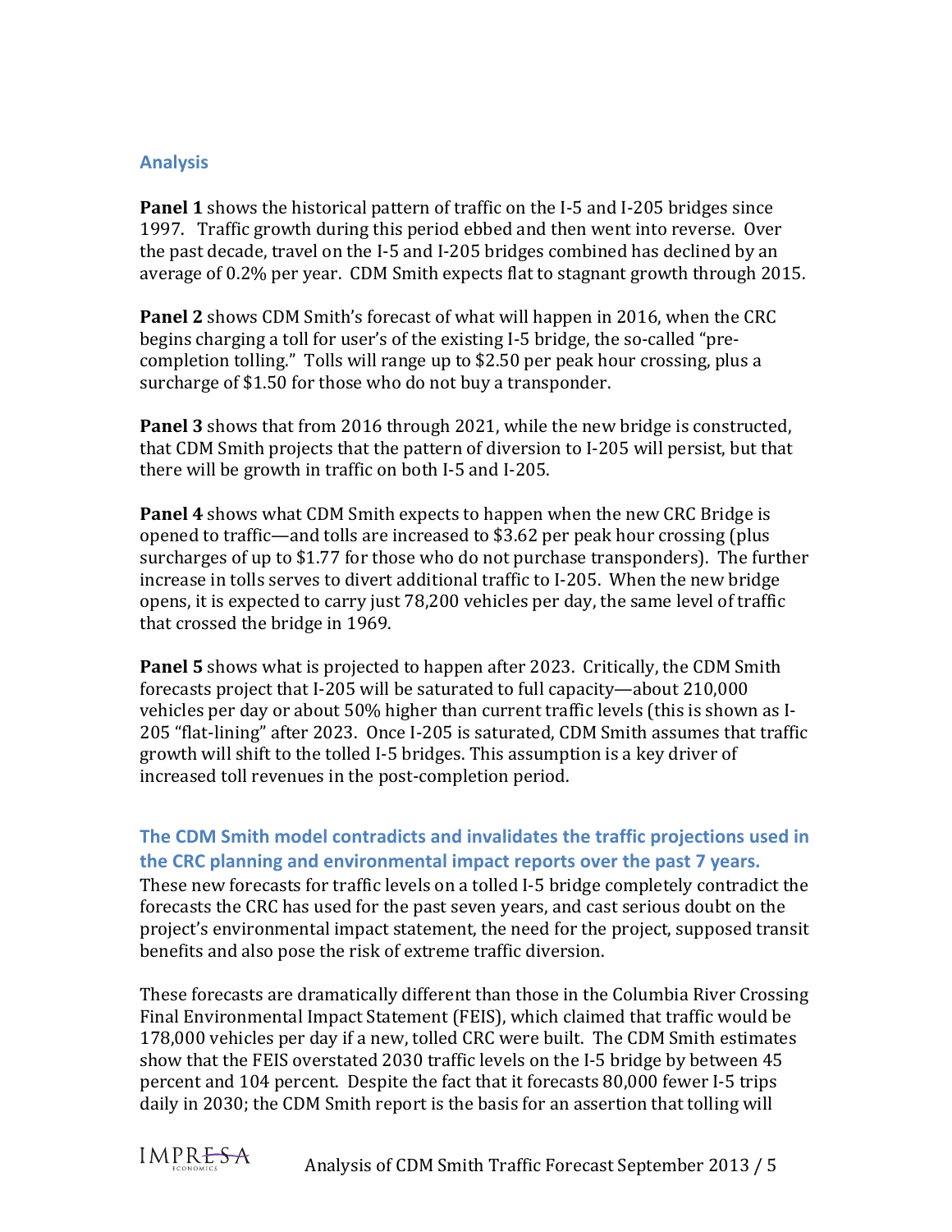## Analysis

**Panel 1** shows the historical pattern of traffic on the I-5 and I-205 bridges since 1997. Traffic growth during this period ebbed and then went into reverse. Over the past decade, travel on the I-5 and I-205 bridges combined has declined by an average of 0.2% per year. CDM Smith expects flat to stagnant growth through 2015.

**Panel 2** shows CDM Smith's forecast of what will happen in 2016, when the CRC begins charging a toll for user's of the existing I-5 bridge, the so-called "pre-completion tolling." Tolls will range up to $2.50 per peak hour crossing, plus a surcharge of $1.50 for those who do not buy a transponder.

**Panel 3** shows that from 2016 through 2021, while the new bridge is constructed, that CDM Smith projects that the pattern of diversion to I-205 will persist, but that there will be growth in traffic on both I-5 and I-205.

**Panel 4** shows what CDM Smith expects to happen when the new CRC Bridge is opened to traffic—and tolls are increased to $3.62 per peak hour crossing (plus surcharges of up to $1.77 for those who do not purchase transponders). The further increase in tolls serves to divert additional traffic to I-205. When the new bridge opens, it is expected to carry just 78,200 vehicles per day, the same level of traffic that crossed the bridge in 1969.

**Panel 5** shows what is projected to happen after 2023. Critically, the CDM Smith forecasts project that I-205 will be saturated to full capacity—about 210,000 vehicles per day or about 50% higher than current traffic levels (this is shown as I-205 "flat-lining" after 2023. Once I-205 is saturated, CDM Smith assumes that traffic growth will shift to the tolled I-5 bridges. This assumption is a key driver of increased toll revenues in the post-completion period.

## The CDM Smith model contradicts and invalidates the traffic projections used in the CRC planning and environmental impact reports over the past 7 years.

These new forecasts for traffic levels on a tolled I-5 bridge completely contradict the forecasts the CRC has used for the past seven years, and cast serious doubt on the project's environmental impact statement, the need for the project, supposed transit benefits and also pose the risk of extreme traffic diversion.

These forecasts are dramatically different than those in the Columbia River Crossing Final Environmental Impact Statement (FEIS), which claimed that traffic would be 178,000 vehicles per day if a new, tolled CRC were built. The CDM Smith estimates show that the FEIS overstated 2030 traffic levels on the I-5 bridge by between 45 percent and 104 percent. Despite the fact that it forecasts 80,000 fewer I-5 trips daily in 2030; the CDM Smith report is the basis for an assertion that tolling will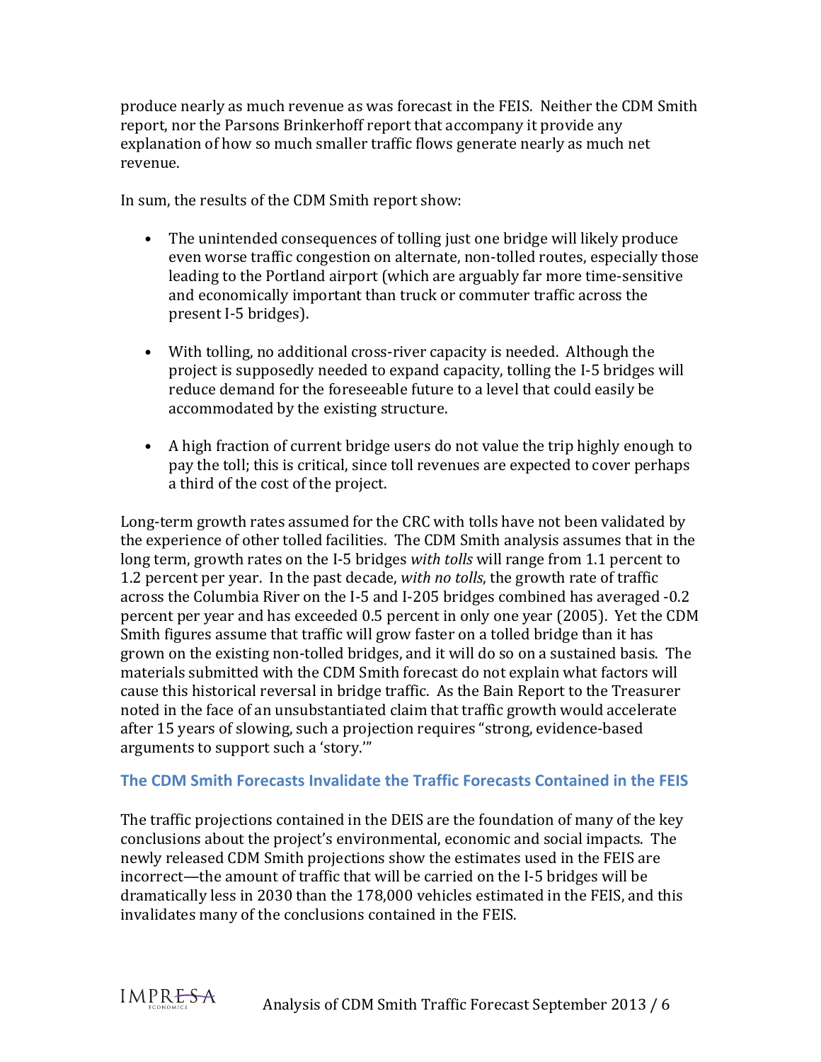produce nearly as much revenue as was forecast in the FEIS. Neither the CDM Smith report, nor the Parsons Brinkerhoff report that accompany it provide any explanation of how so much smaller traffic flows generate nearly as much net revenue.

In sum, the results of the CDM Smith report show:

- The unintended consequences of tolling just one bridge will likely produce even worse traffic congestion on alternate, non-tolled routes, especially those leading to the Portland airport (which are arguably far more time-sensitive and economically important than truck or commuter traffic across the present I-5 bridges).

- With tolling, no additional cross-river capacity is needed. Although the project is supposedly needed to expand capacity, tolling the I-5 bridges will reduce demand for the foreseeable future to a level that could easily be accommodated by the existing structure.

- A high fraction of current bridge users do not value the trip highly enough to pay the toll; this is critical, since toll revenues are expected to cover perhaps a third of the cost of the project.

Long-term growth rates assumed for the CRC with tolls have not been validated by the experience of other tolled facilities. The CDM Smith analysis assumes that in the long term, growth rates on the I-5 bridges *with tolls* will range from 1.1 percent to 1.2 percent per year. In the past decade, *with no tolls*, the growth rate of traffic across the Columbia River on the I-5 and I-205 bridges combined has averaged -0.2 percent per year and has exceeded 0.5 percent in only one year (2005). Yet the CDM Smith figures assume that traffic will grow faster on a tolled bridge than it has grown on the existing non-tolled bridges, and it will do so on a sustained basis. The materials submitted with the CDM Smith forecast do not explain what factors will cause this historical reversal in bridge traffic. As the Bain Report to the Treasurer noted in the face of an unsubstantiated claim that traffic growth would accelerate after 15 years of slowing, such a projection requires "strong, evidence-based arguments to support such a 'story.'"

### The CDM Smith Forecasts Invalidate the Traffic Forecasts Contained in the FEIS

The traffic projections contained in the DEIS are the foundation of many of the key conclusions about the project's environmental, economic and social impacts. The newly released CDM Smith projections show the estimates used in the FEIS are incorrect—the amount of traffic that will be carried on the I-5 bridges will be dramatically less in 2030 than the 178,000 vehicles estimated in the FEIS, and this invalidates many of the conclusions contained in the FEIS.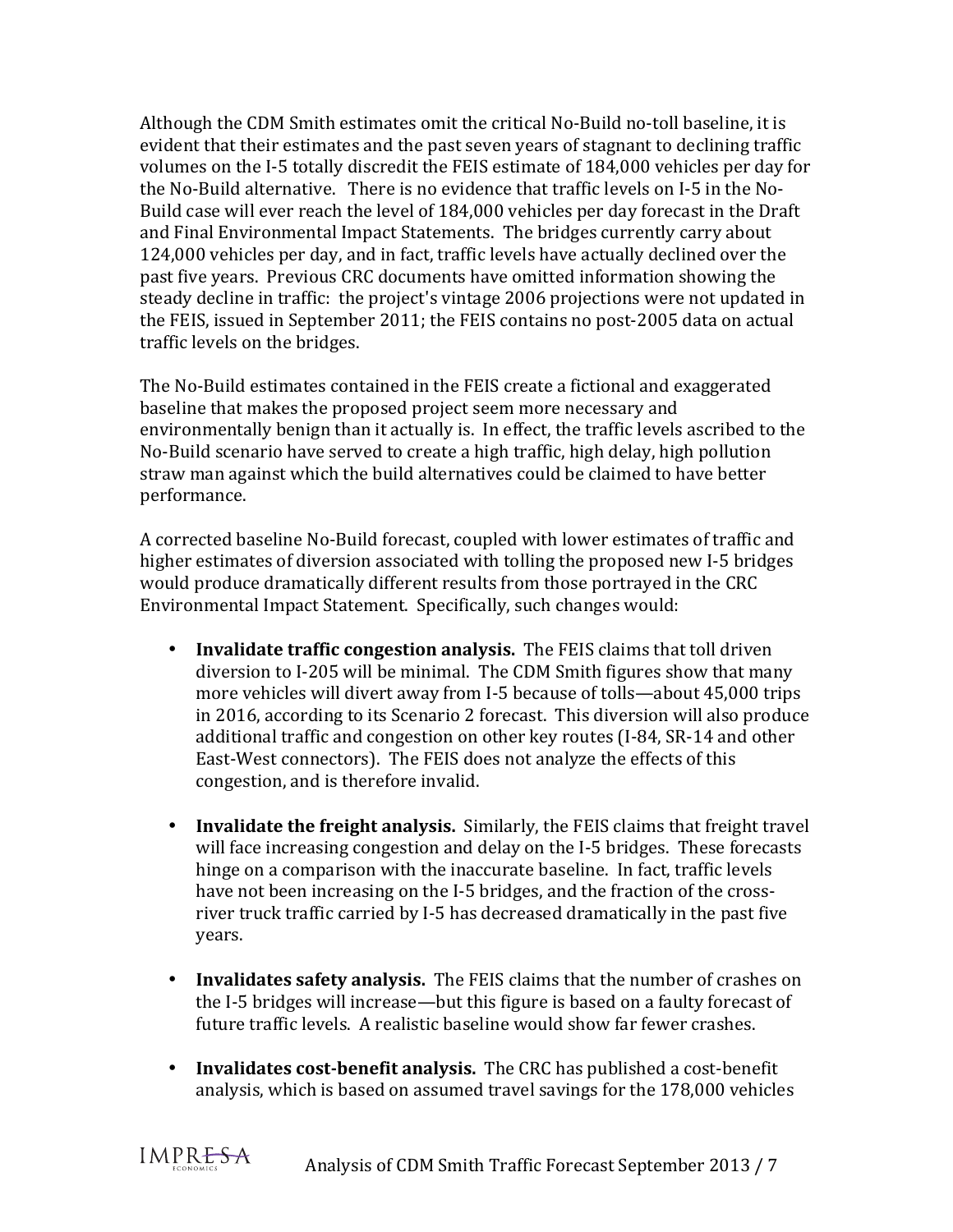Although the CDM Smith estimates omit the critical No-Build no-toll baseline, it is evident that their estimates and the past seven years of stagnant to declining traffic volumes on the I-5 totally discredit the FEIS estimate of 184,000 vehicles per day for the No-Build alternative. There is no evidence that traffic levels on I-5 in the No-Build case will ever reach the level of 184,000 vehicles per day forecast in the Draft and Final Environmental Impact Statements. The bridges currently carry about 124,000 vehicles per day, and in fact, traffic levels have actually declined over the past five years. Previous CRC documents have omitted information showing the steady decline in traffic: the project's vintage 2006 projections were not updated in the FEIS, issued in September 2011; the FEIS contains no post-2005 data on actual traffic levels on the bridges.

The No-Build estimates contained in the FEIS create a fictional and exaggerated baseline that makes the proposed project seem more necessary and environmentally benign than it actually is. In effect, the traffic levels ascribed to the No-Build scenario have served to create a high traffic, high delay, high pollution straw man against which the build alternatives could be claimed to have better performance.

A corrected baseline No-Build forecast, coupled with lower estimates of traffic and higher estimates of diversion associated with tolling the proposed new I-5 bridges would produce dramatically different results from those portrayed in the CRC Environmental Impact Statement. Specifically, such changes would:

- **Invalidate traffic congestion analysis.** The FEIS claims that toll driven diversion to I-205 will be minimal. The CDM Smith figures show that many more vehicles will divert away from I-5 because of tolls—about 45,000 trips in 2016, according to its Scenario 2 forecast. This diversion will also produce additional traffic and congestion on other key routes (I-84, SR-14 and other East-West connectors). The FEIS does not analyze the effects of this congestion, and is therefore invalid.

- **Invalidate the freight analysis.** Similarly, the FEIS claims that freight travel will face increasing congestion and delay on the I-5 bridges. These forecasts hinge on a comparison with the inaccurate baseline. In fact, traffic levels have not been increasing on the I-5 bridges, and the fraction of the cross-river truck traffic carried by I-5 has decreased dramatically in the past five years.

- **Invalidates safety analysis.** The FEIS claims that the number of crashes on the I-5 bridges will increase—but this figure is based on a faulty forecast of future traffic levels. A realistic baseline would show far fewer crashes.

- **Invalidates cost-benefit analysis.** The CRC has published a cost-benefit analysis, which is based on assumed travel savings for the 178,000 vehicles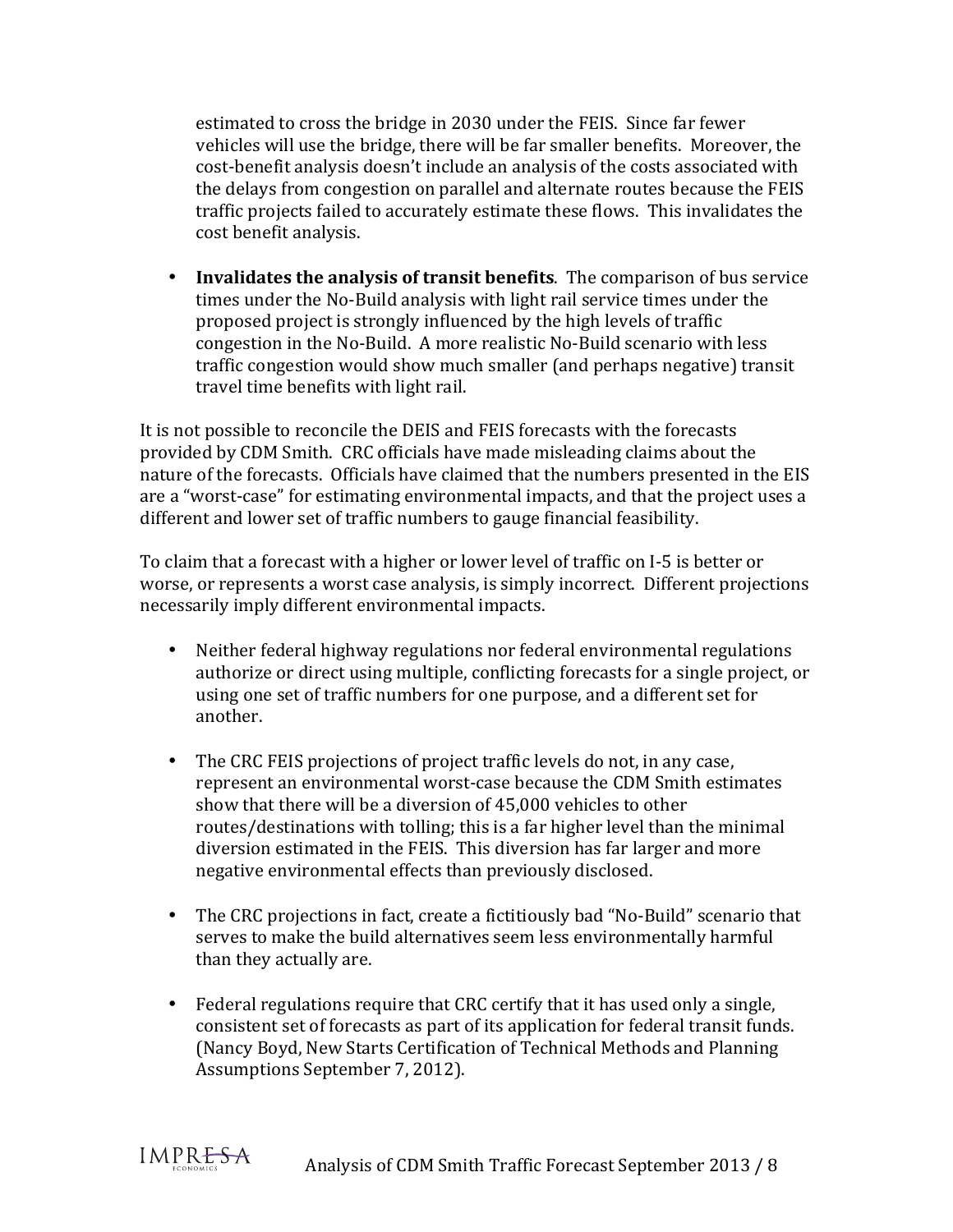estimated to cross the bridge in 2030 under the FEIS. Since far fewer vehicles will use the bridge, there will be far smaller benefits. Moreover, the cost-benefit analysis doesn't include an analysis of the costs associated with the delays from congestion on parallel and alternate routes because the FEIS traffic projects failed to accurately estimate these flows. This invalidates the cost benefit analysis.

- **Invalidates the analysis of transit benefits**. The comparison of bus service times under the No-Build analysis with light rail service times under the proposed project is strongly influenced by the high levels of traffic congestion in the No-Build. A more realistic No-Build scenario with less traffic congestion would show much smaller (and perhaps negative) transit travel time benefits with light rail.

It is not possible to reconcile the DEIS and FEIS forecasts with the forecasts provided by CDM Smith. CRC officials have made misleading claims about the nature of the forecasts. Officials have claimed that the numbers presented in the EIS are a "worst-case" for estimating environmental impacts, and that the project uses a different and lower set of traffic numbers to gauge financial feasibility.

To claim that a forecast with a higher or lower level of traffic on I-5 is better or worse, or represents a worst case analysis, is simply incorrect. Different projections necessarily imply different environmental impacts.

- Neither federal highway regulations nor federal environmental regulations authorize or direct using multiple, conflicting forecasts for a single project, or using one set of traffic numbers for one purpose, and a different set for another.

- The CRC FEIS projections of project traffic levels do not, in any case, represent an environmental worst-case because the CDM Smith estimates show that there will be a diversion of 45,000 vehicles to other routes/destinations with tolling; this is a far higher level than the minimal diversion estimated in the FEIS. This diversion has far larger and more negative environmental effects than previously disclosed.

- The CRC projections in fact, create a fictitiously bad "No-Build" scenario that serves to make the build alternatives seem less environmentally harmful than they actually are.

- Federal regulations require that CRC certify that it has used only a single, consistent set of forecasts as part of its application for federal transit funds. (Nancy Boyd, New Starts Certification of Technical Methods and Planning Assumptions September 7, 2012).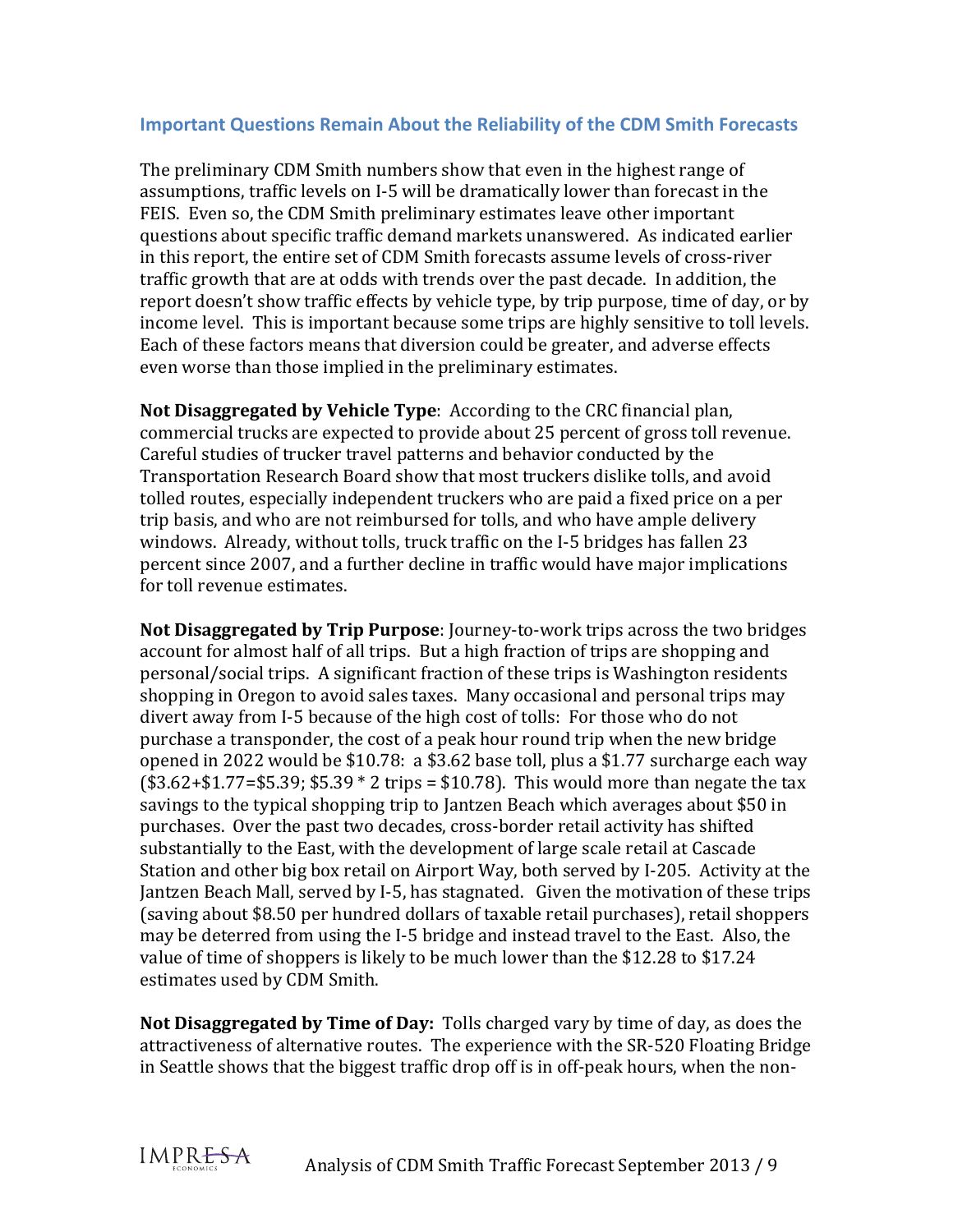## Important Questions Remain About the Reliability of the CDM Smith Forecasts

The preliminary CDM Smith numbers show that even in the highest range of assumptions, traffic levels on I-5 will be dramatically lower than forecast in the FEIS. Even so, the CDM Smith preliminary estimates leave other important questions about specific traffic demand markets unanswered. As indicated earlier in this report, the entire set of CDM Smith forecasts assume levels of cross-river traffic growth that are at odds with trends over the past decade. In addition, the report doesn't show traffic effects by vehicle type, by trip purpose, time of day, or by income level. This is important because some trips are highly sensitive to toll levels. Each of these factors means that diversion could be greater, and adverse effects even worse than those implied in the preliminary estimates.

**Not Disaggregated by Vehicle Type**: According to the CRC financial plan, commercial trucks are expected to provide about 25 percent of gross toll revenue. Careful studies of trucker travel patterns and behavior conducted by the Transportation Research Board show that most truckers dislike tolls, and avoid tolled routes, especially independent truckers who are paid a fixed price on a per trip basis, and who are not reimbursed for tolls, and who have ample delivery windows. Already, without tolls, truck traffic on the I-5 bridges has fallen 23 percent since 2007, and a further decline in traffic would have major implications for toll revenue estimates.

**Not Disaggregated by Trip Purpose**: Journey-to-work trips across the two bridges account for almost half of all trips. But a high fraction of trips are shopping and personal/social trips. A significant fraction of these trips is Washington residents shopping in Oregon to avoid sales taxes. Many occasional and personal trips may divert away from I-5 because of the high cost of tolls: For those who do not purchase a transponder, the cost of a peak hour round trip when the new bridge opened in 2022 would be $10.78: a $3.62 base toll, plus a $1.77 surcharge each way ($3.62+$1.77=$5.39; $5.39 * 2 trips = $10.78). This would more than negate the tax savings to the typical shopping trip to Jantzen Beach which averages about $50 in purchases. Over the past two decades, cross-border retail activity has shifted substantially to the East, with the development of large scale retail at Cascade Station and other big box retail on Airport Way, both served by I-205. Activity at the Jantzen Beach Mall, served by I-5, has stagnated. Given the motivation of these trips (saving about $8.50 per hundred dollars of taxable retail purchases), retail shoppers may be deterred from using the I-5 bridge and instead travel to the East. Also, the value of time of shoppers is likely to be much lower than the $12.28 to $17.24 estimates used by CDM Smith.

**Not Disaggregated by Time of Day:** Tolls charged vary by time of day, as does the attractiveness of alternative routes. The experience with the SR-520 Floating Bridge in Seattle shows that the biggest traffic drop off is in off-peak hours, when the non-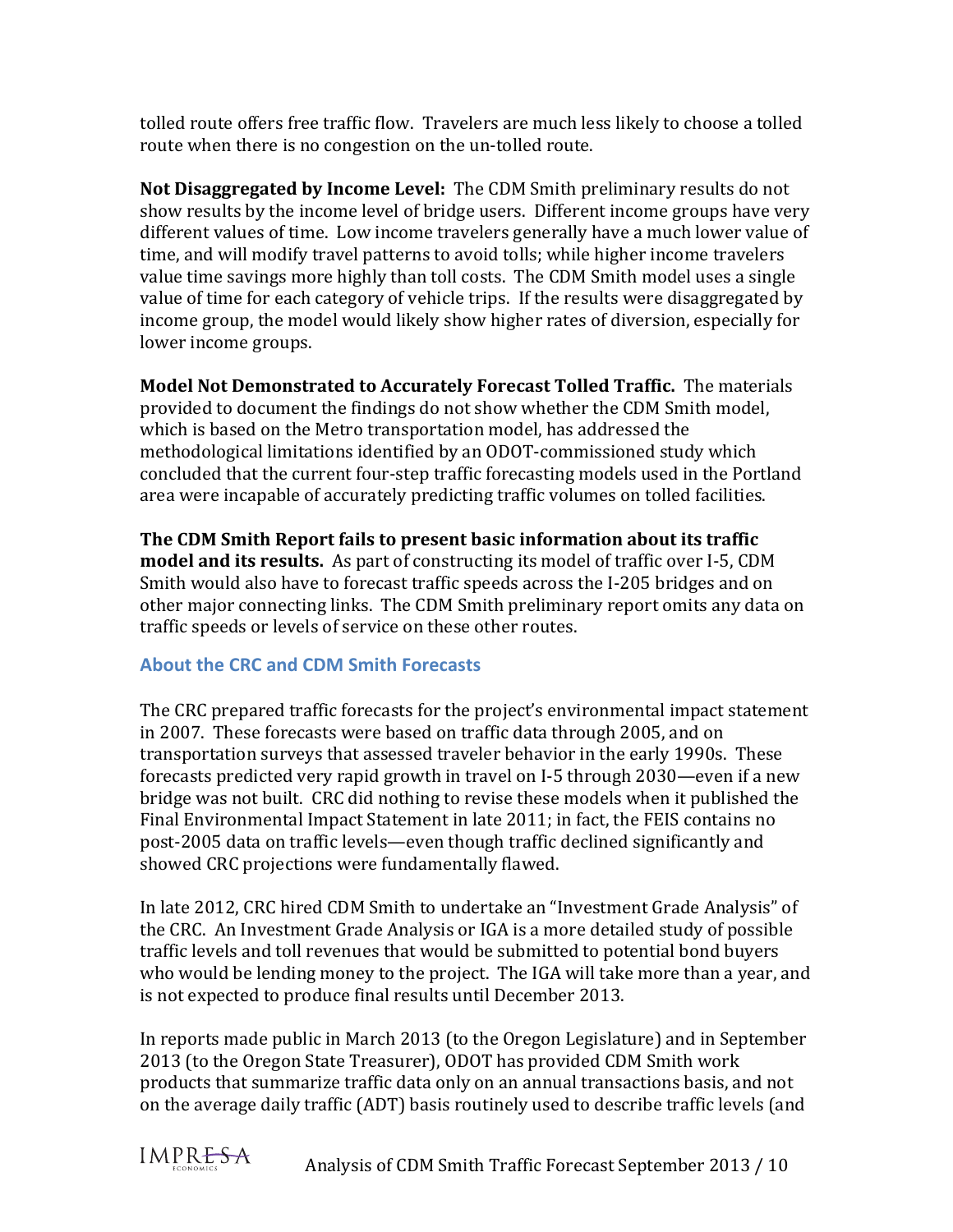tolled route offers free traffic flow. Travelers are much less likely to choose a tolled route when there is no congestion on the un-tolled route.

**Not Disaggregated by Income Level:** The CDM Smith preliminary results do not show results by the income level of bridge users. Different income groups have very different values of time. Low income travelers generally have a much lower value of time, and will modify travel patterns to avoid tolls; while higher income travelers value time savings more highly than toll costs. The CDM Smith model uses a single value of time for each category of vehicle trips. If the results were disaggregated by income group, the model would likely show higher rates of diversion, especially for lower income groups.

**Model Not Demonstrated to Accurately Forecast Tolled Traffic.** The materials provided to document the findings do not show whether the CDM Smith model, which is based on the Metro transportation model, has addressed the methodological limitations identified by an ODOT-commissioned study which concluded that the current four-step traffic forecasting models used in the Portland area were incapable of accurately predicting traffic volumes on tolled facilities.

**The CDM Smith Report fails to present basic information about its traffic model and its results.** As part of constructing its model of traffic over I-5, CDM Smith would also have to forecast traffic speeds across the I-205 bridges and on other major connecting links. The CDM Smith preliminary report omits any data on traffic speeds or levels of service on these other routes.

## About the CRC and CDM Smith Forecasts

The CRC prepared traffic forecasts for the project's environmental impact statement in 2007. These forecasts were based on traffic data through 2005, and on transportation surveys that assessed traveler behavior in the early 1990s. These forecasts predicted very rapid growth in travel on I-5 through 2030—even if a new bridge was not built. CRC did nothing to revise these models when it published the Final Environmental Impact Statement in late 2011; in fact, the FEIS contains no post-2005 data on traffic levels—even though traffic declined significantly and showed CRC projections were fundamentally flawed.

In late 2012, CRC hired CDM Smith to undertake an "Investment Grade Analysis" of the CRC. An Investment Grade Analysis or IGA is a more detailed study of possible traffic levels and toll revenues that would be submitted to potential bond buyers who would be lending money to the project. The IGA will take more than a year, and is not expected to produce final results until December 2013.

In reports made public in March 2013 (to the Oregon Legislature) and in September 2013 (to the Oregon State Treasurer), ODOT has provided CDM Smith work products that summarize traffic data only on an annual transactions basis, and not on the average daily traffic (ADT) basis routinely used to describe traffic levels (and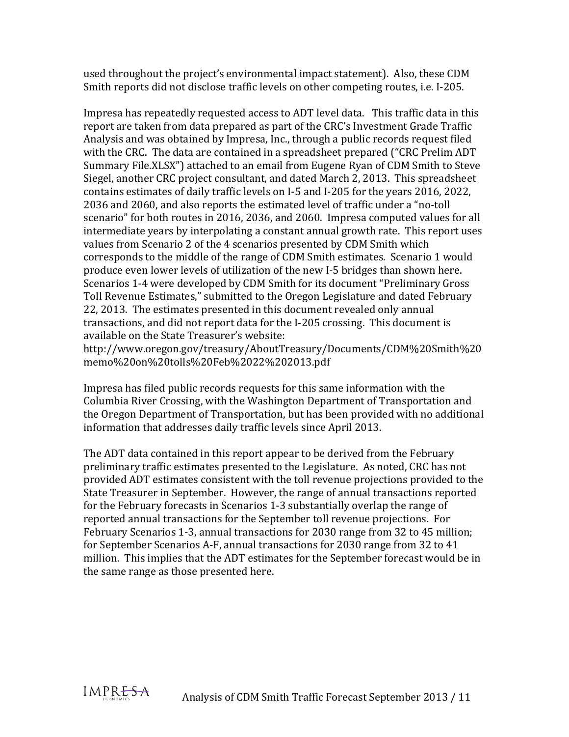used throughout the project's environmental impact statement). Also, these CDM Smith reports did not disclose traffic levels on other competing routes, i.e. I-205.

Impresa has repeatedly requested access to ADT level data. This traffic data in this report are taken from data prepared as part of the CRC's Investment Grade Traffic Analysis and was obtained by Impresa, Inc., through a public records request filed with the CRC. The data are contained in a spreadsheet prepared ("CRC Prelim ADT Summary File.XLSX") attached to an email from Eugene Ryan of CDM Smith to Steve Siegel, another CRC project consultant, and dated March 2, 2013. This spreadsheet contains estimates of daily traffic levels on I-5 and I-205 for the years 2016, 2022, 2036 and 2060, and also reports the estimated level of traffic under a "no-toll scenario" for both routes in 2016, 2036, and 2060. Impresa computed values for all intermediate years by interpolating a constant annual growth rate. This report uses values from Scenario 2 of the 4 scenarios presented by CDM Smith which corresponds to the middle of the range of CDM Smith estimates. Scenario 1 would produce even lower levels of utilization of the new I-5 bridges than shown here. Scenarios 1-4 were developed by CDM Smith for its document "Preliminary Gross Toll Revenue Estimates," submitted to the Oregon Legislature and dated February 22, 2013. The estimates presented in this document revealed only annual transactions, and did not report data for the I-205 crossing. This document is available on the State Treasurer's website:
http://www.oregon.gov/treasury/AboutTreasury/Documents/CDM%20Smith%20memo%20on%20tolls%20Feb%2022%202013.pdf

Impresa has filed public records requests for this same information with the Columbia River Crossing, with the Washington Department of Transportation and the Oregon Department of Transportation, but has been provided with no additional information that addresses daily traffic levels since April 2013.

The ADT data contained in this report appear to be derived from the February preliminary traffic estimates presented to the Legislature. As noted, CRC has not provided ADT estimates consistent with the toll revenue projections provided to the State Treasurer in September. However, the range of annual transactions reported for the February forecasts in Scenarios 1-3 substantially overlap the range of reported annual transactions for the September toll revenue projections. For February Scenarios 1-3, annual transactions for 2030 range from 32 to 45 million; for September Scenarios A-F, annual transactions for 2030 range from 32 to 41 million. This implies that the ADT estimates for the September forecast would be in the same range as those presented here.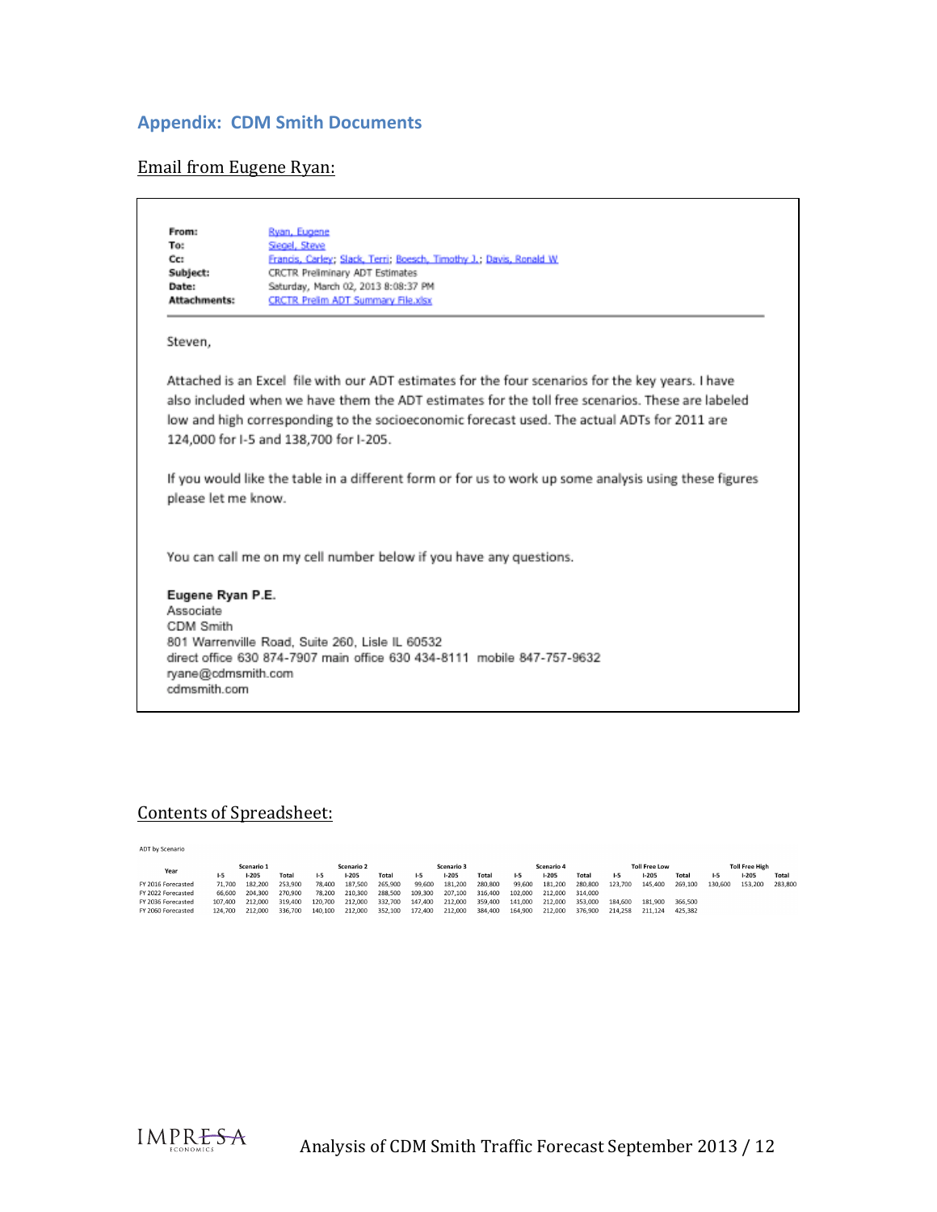## Appendix: CDM Smith Documents

Email from Eugene Ryan:

**From:** Ryan, Eugene
**To:** Siegel, Steve
**Cc:** Francis, Carley; Slack, Terri; Boesch, Timothy J.; Davis, Ronald W
**Subject:** CRCTR Preliminary ADT Estimates
**Date:** Saturday, March 02, 2013 8:08:37 PM
**Attachments:** CRCTR Prelim ADT Summary File.xlsx

Steven,

Attached is an Excel file with our ADT estimates for the four scenarios for the key years. I have also included when we have them the ADT estimates for the toll free scenarios. These are labeled low and high corresponding to the socioeconomic forecast used. The actual ADTs for 2011 are 124,000 for I-5 and 138,700 for I-205.

If you would like the table in a different form or for us to work up some analysis using these figures please let me know.

You can call me on my cell number below if you have any questions.

**Eugene Ryan P.E.**
Associate
CDM Smith
801 Warrenville Road, Suite 260, Lisle IL 60532
direct office 630 874-7907 main office 630 434-8111 mobile 847-757-9632
ryane@cdmsmith.com
cdmsmith.com

Contents of Spreadsheet:

ADT by Scenario

| Year | Scenario 1 | | | Scenario 2 | | | Scenario 3 | | | Scenario 4 | | | Toll Free Low | | | Toll Free High | | |
|---|---|---|---|---|---|---|---|---|---|---|---|---|---|---|---|---|---|---|
| | I-5 | I-205 | Total | I-5 | I-205 | Total | I-5 | I-205 | Total | I-5 | I-205 | Total | I-5 | I-205 | Total | I-5 | I-205 | Total |
| FY 2016 Forecasted | 71,700 | 182,200 | 253,900 | 78,400 | 187,500 | 265,900 | 99,600 | 181,200 | 280,800 | 99,600 | 181,200 | 280,800 | 123,700 | 145,400 | 269,100 | 130,600 | 153,200 | 283,800 |
| FY 2022 Forecasted | 66,600 | 204,300 | 270,900 | 78,200 | 210,300 | 288,500 | 109,300 | 207,100 | 316,400 | 102,000 | 212,000 | 314,000 | | | | | | |
| FY 2036 Forecasted | 107,400 | 212,000 | 319,400 | 120,700 | 212,000 | 332,700 | 147,400 | 212,000 | 359,400 | 141,000 | 212,000 | 353,000 | 184,600 | 181,900 | 366,500 | | | |
| FY 2060 Forecasted | 124,700 | 212,000 | 336,700 | 140,100 | 212,000 | 352,100 | 172,400 | 212,000 | 384,400 | 164,900 | 212,000 | 376,900 | 214,258 | 211,124 | 425,382 | | | |